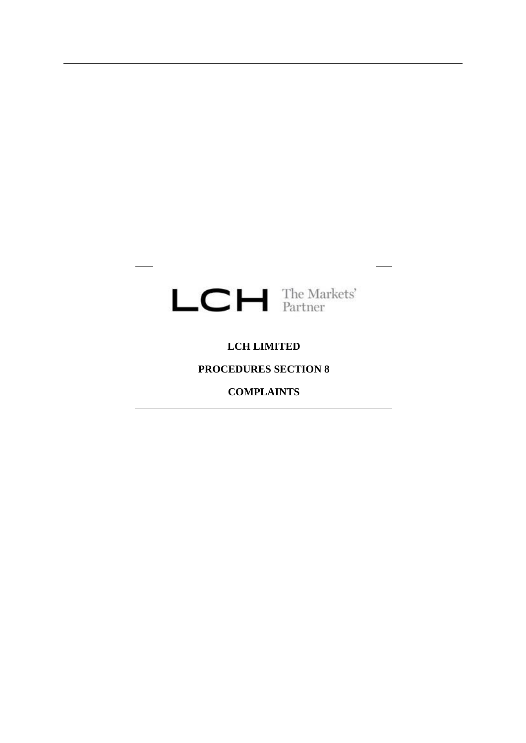LCH The Markets' Partner

# LCH LIMITED

# PROCEDURES SECTION 8

# COMPLAINTS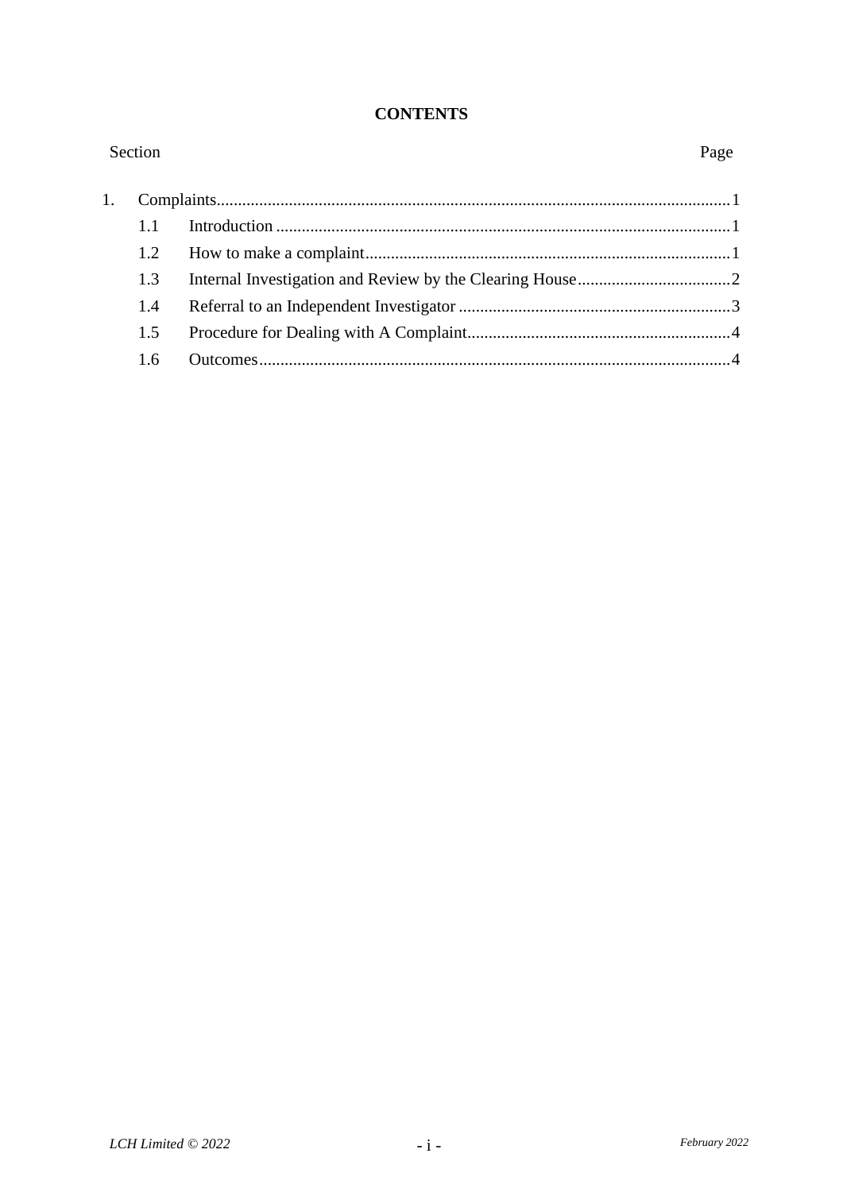**CONTENTS**

| Section | | Page |
|---|---|---|
| 1. | Complaints | 1 |
| 1.1 | Introduction | 1 |
| 1.2 | How to make a complaint | 1 |
| 1.3 | Internal Investigation and Review by the Clearing House | 2 |
| 1.4 | Referral to an Independent Investigator | 3 |
| 1.5 | Procedure for Dealing with A Complaint | 4 |
| 1.6 | Outcomes | 4 |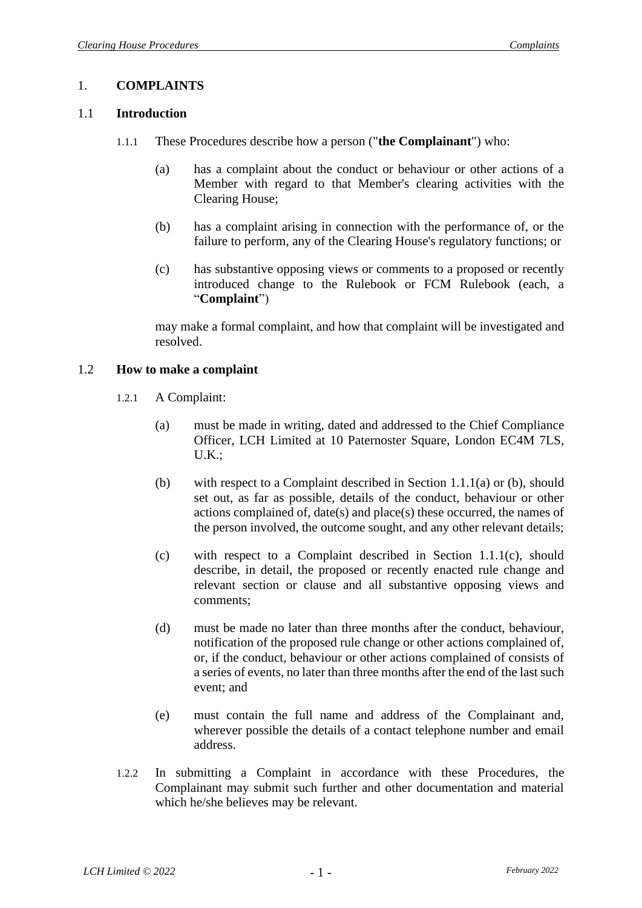# 1. COMPLAINTS

## 1.1 Introduction

1.1.1 These Procedures describe how a person ("**the Complainant**") who:

(a) has a complaint about the conduct or behaviour or other actions of a Member with regard to that Member's clearing activities with the Clearing House;

(b) has a complaint arising in connection with the performance of, or the failure to perform, any of the Clearing House's regulatory functions; or

(c) has substantive opposing views or comments to a proposed or recently introduced change to the Rulebook or FCM Rulebook (each, a "**Complaint**")

may make a formal complaint, and how that complaint will be investigated and resolved.

## 1.2 How to make a complaint

1.2.1 A Complaint:

(a) must be made in writing, dated and addressed to the Chief Compliance Officer, LCH Limited at 10 Paternoster Square, London EC4M 7LS, U.K.;

(b) with respect to a Complaint described in Section 1.1.1(a) or (b), should set out, as far as possible, details of the conduct, behaviour or other actions complained of, date(s) and place(s) these occurred, the names of the person involved, the outcome sought, and any other relevant details;

(c) with respect to a Complaint described in Section 1.1.1(c), should describe, in detail, the proposed or recently enacted rule change and relevant section or clause and all substantive opposing views and comments;

(d) must be made no later than three months after the conduct, behaviour, notification of the proposed rule change or other actions complained of, or, if the conduct, behaviour or other actions complained of consists of a series of events, no later than three months after the end of the last such event; and

(e) must contain the full name and address of the Complainant and, wherever possible the details of a contact telephone number and email address.

1.2.2 In submitting a Complaint in accordance with these Procedures, the Complainant may submit such further and other documentation and material which he/she believes may be relevant.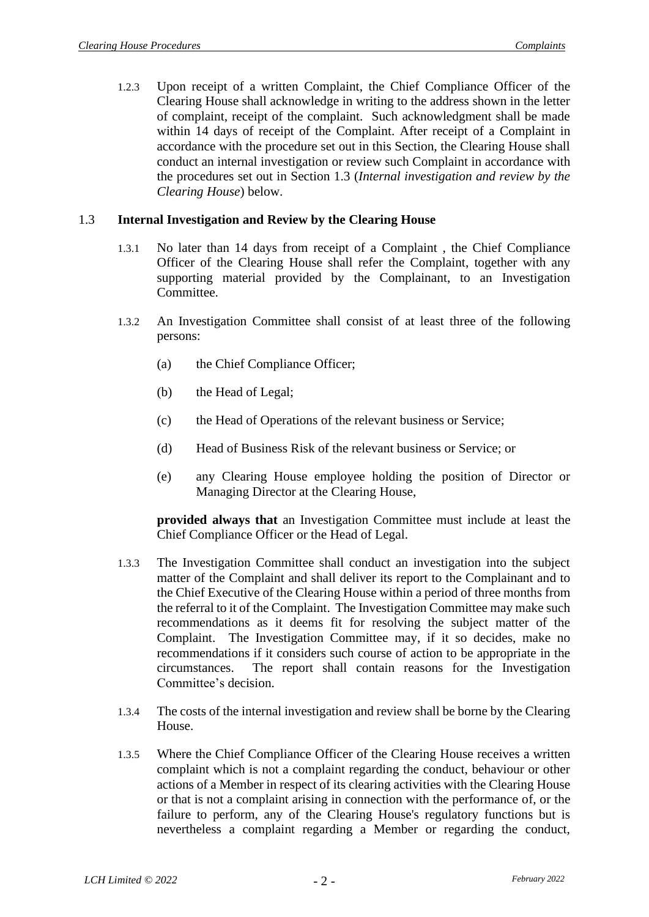1.2.3 Upon receipt of a written Complaint, the Chief Compliance Officer of the Clearing House shall acknowledge in writing to the address shown in the letter of complaint, receipt of the complaint. Such acknowledgment shall be made within 14 days of receipt of the Complaint. After receipt of a Complaint in accordance with the procedure set out in this Section, the Clearing House shall conduct an internal investigation or review such Complaint in accordance with the procedures set out in Section 1.3 (*Internal investigation and review by the Clearing House*) below.

## 1.3 Internal Investigation and Review by the Clearing House

1.3.1 No later than 14 days from receipt of a Complaint , the Chief Compliance Officer of the Clearing House shall refer the Complaint, together with any supporting material provided by the Complainant, to an Investigation Committee.

1.3.2 An Investigation Committee shall consist of at least three of the following persons:

(a) the Chief Compliance Officer;

(b) the Head of Legal;

(c) the Head of Operations of the relevant business or Service;

(d) Head of Business Risk of the relevant business or Service; or

(e) any Clearing House employee holding the position of Director or Managing Director at the Clearing House,

**provided always that** an Investigation Committee must include at least the Chief Compliance Officer or the Head of Legal.

1.3.3 The Investigation Committee shall conduct an investigation into the subject matter of the Complaint and shall deliver its report to the Complainant and to the Chief Executive of the Clearing House within a period of three months from the referral to it of the Complaint. The Investigation Committee may make such recommendations as it deems fit for resolving the subject matter of the Complaint. The Investigation Committee may, if it so decides, make no recommendations if it considers such course of action to be appropriate in the circumstances. The report shall contain reasons for the Investigation Committee's decision.

1.3.4 The costs of the internal investigation and review shall be borne by the Clearing House.

1.3.5 Where the Chief Compliance Officer of the Clearing House receives a written complaint which is not a complaint regarding the conduct, behaviour or other actions of a Member in respect of its clearing activities with the Clearing House or that is not a complaint arising in connection with the performance of, or the failure to perform, any of the Clearing House's regulatory functions but is nevertheless a complaint regarding a Member or regarding the conduct,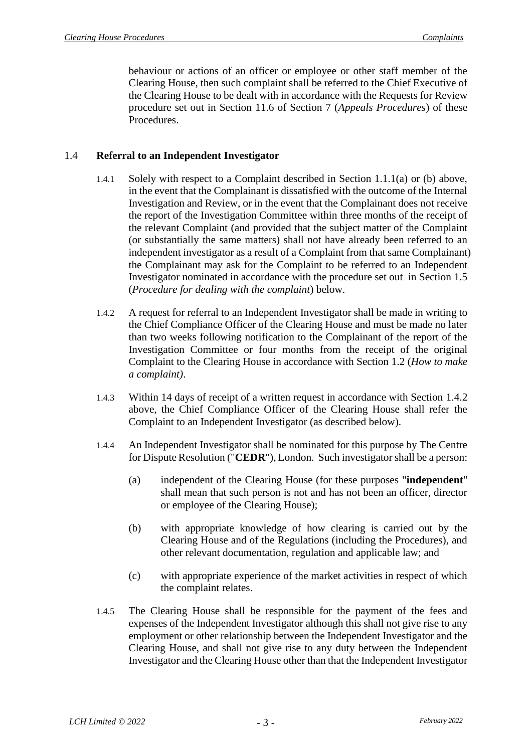behaviour or actions of an officer or employee or other staff member of the Clearing House, then such complaint shall be referred to the Chief Executive of the Clearing House to be dealt with in accordance with the Requests for Review procedure set out in Section 11.6 of Section 7 (*Appeals Procedures*) of these Procedures.

## 1.4 Referral to an Independent Investigator

1.4.1 Solely with respect to a Complaint described in Section 1.1.1(a) or (b) above, in the event that the Complainant is dissatisfied with the outcome of the Internal Investigation and Review, or in the event that the Complainant does not receive the report of the Investigation Committee within three months of the receipt of the relevant Complaint (and provided that the subject matter of the Complaint (or substantially the same matters) shall not have already been referred to an independent investigator as a result of a Complaint from that same Complainant) the Complainant may ask for the Complaint to be referred to an Independent Investigator nominated in accordance with the procedure set out in Section 1.5 (*Procedure for dealing with the complaint*) below.

1.4.2 A request for referral to an Independent Investigator shall be made in writing to the Chief Compliance Officer of the Clearing House and must be made no later than two weeks following notification to the Complainant of the report of the Investigation Committee or four months from the receipt of the original Complaint to the Clearing House in accordance with Section 1.2 (*How to make a complaint)*.

1.4.3 Within 14 days of receipt of a written request in accordance with Section 1.4.2 above, the Chief Compliance Officer of the Clearing House shall refer the Complaint to an Independent Investigator (as described below).

1.4.4 An Independent Investigator shall be nominated for this purpose by The Centre for Dispute Resolution ("**CEDR**"), London. Such investigator shall be a person:

(a) independent of the Clearing House (for these purposes "**independent**" shall mean that such person is not and has not been an officer, director or employee of the Clearing House);

(b) with appropriate knowledge of how clearing is carried out by the Clearing House and of the Regulations (including the Procedures), and other relevant documentation, regulation and applicable law; and

(c) with appropriate experience of the market activities in respect of which the complaint relates.

1.4.5 The Clearing House shall be responsible for the payment of the fees and expenses of the Independent Investigator although this shall not give rise to any employment or other relationship between the Independent Investigator and the Clearing House, and shall not give rise to any duty between the Independent Investigator and the Clearing House other than that the Independent Investigator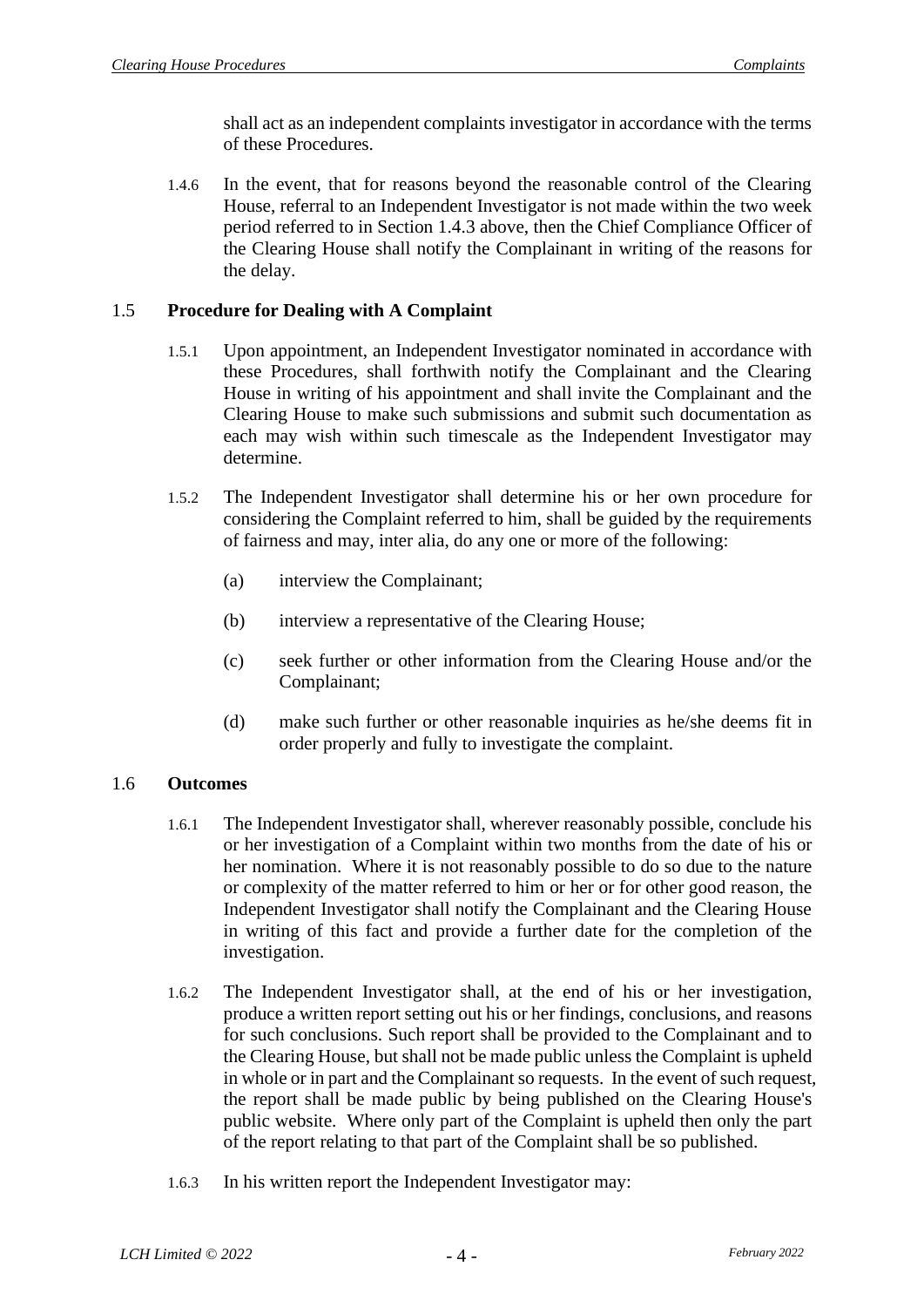shall act as an independent complaints investigator in accordance with the terms of these Procedures.

1.4.6 In the event, that for reasons beyond the reasonable control of the Clearing House, referral to an Independent Investigator is not made within the two week period referred to in Section 1.4.3 above, then the Chief Compliance Officer of the Clearing House shall notify the Complainant in writing of the reasons for the delay.

## 1.5 Procedure for Dealing with A Complaint

1.5.1 Upon appointment, an Independent Investigator nominated in accordance with these Procedures, shall forthwith notify the Complainant and the Clearing House in writing of his appointment and shall invite the Complainant and the Clearing House to make such submissions and submit such documentation as each may wish within such timescale as the Independent Investigator may determine.

1.5.2 The Independent Investigator shall determine his or her own procedure for considering the Complaint referred to him, shall be guided by the requirements of fairness and may, inter alia, do any one or more of the following:

(a) interview the Complainant;

(b) interview a representative of the Clearing House;

(c) seek further or other information from the Clearing House and/or the Complainant;

(d) make such further or other reasonable inquiries as he/she deems fit in order properly and fully to investigate the complaint.

## 1.6 Outcomes

1.6.1 The Independent Investigator shall, wherever reasonably possible, conclude his or her investigation of a Complaint within two months from the date of his or her nomination. Where it is not reasonably possible to do so due to the nature or complexity of the matter referred to him or her or for other good reason, the Independent Investigator shall notify the Complainant and the Clearing House in writing of this fact and provide a further date for the completion of the investigation.

1.6.2 The Independent Investigator shall, at the end of his or her investigation, produce a written report setting out his or her findings, conclusions, and reasons for such conclusions. Such report shall be provided to the Complainant and to the Clearing House, but shall not be made public unless the Complaint is upheld in whole or in part and the Complainant so requests. In the event of such request, the report shall be made public by being published on the Clearing House's public website. Where only part of the Complaint is upheld then only the part of the report relating to that part of the Complaint shall be so published.

1.6.3 In his written report the Independent Investigator may: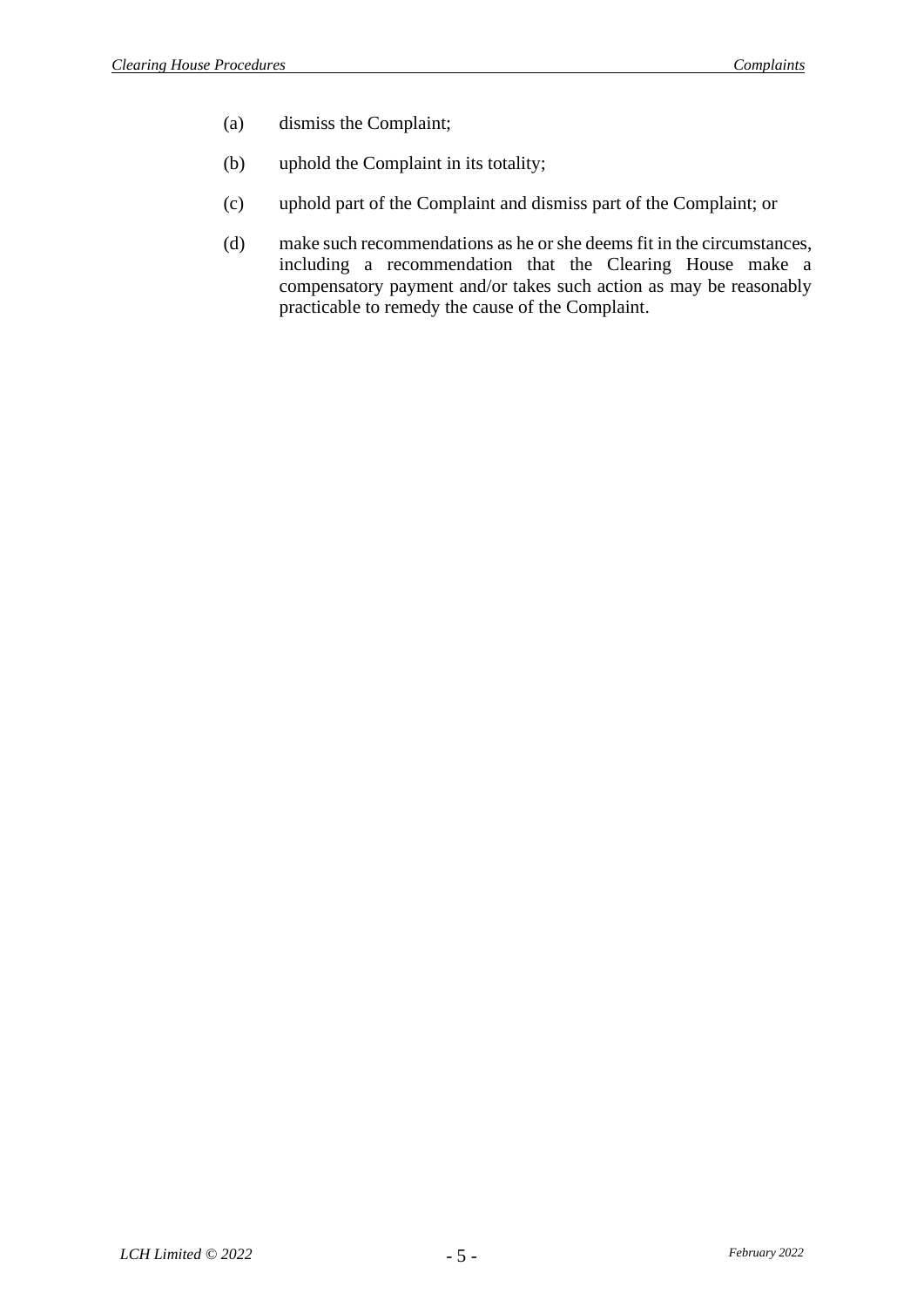(a) dismiss the Complaint;

(b) uphold the Complaint in its totality;

(c) uphold part of the Complaint and dismiss part of the Complaint; or

(d) make such recommendations as he or she deems fit in the circumstances, including a recommendation that the Clearing House make a compensatory payment and/or takes such action as may be reasonably practicable to remedy the cause of the Complaint.